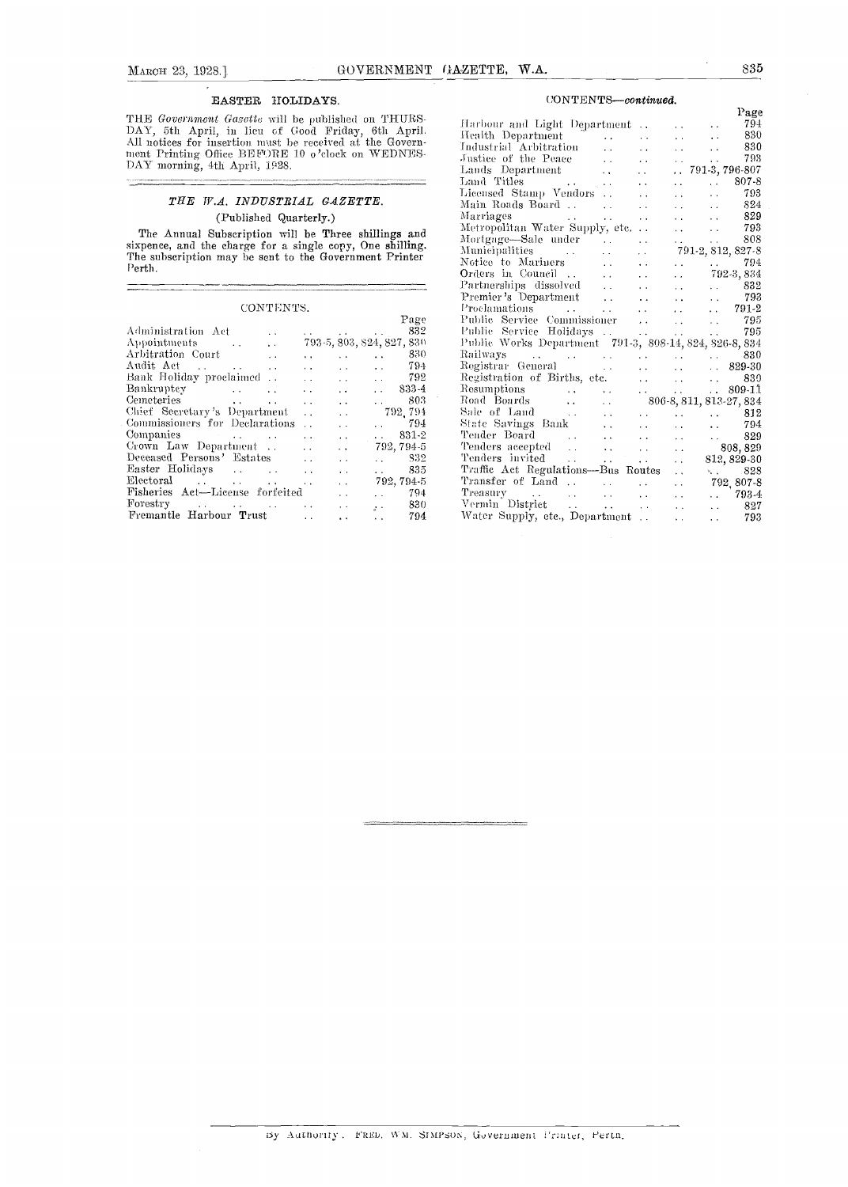## EASTER HOLIDAYS.

THE *Government Gazette* will be published on THURSDAY, 5th April, in lieu of Good Friday, 6th April. All notices for insertion must be received at the Government Printing Office BEFORE 10 o'clock on WEDNESDAY morning, 4th April, 1928.

## *THE W.A. INDUSTRIAL GAZETTE.*

(Published Quarterly.)

The Annual Subscription will be Three shillings and sixpence, and the charge for a single copy, One shilling. The subscription may be sent to the Government Printer Perth.

## CONTENTS.

| | Page |
|---|---|
| Administration Act | 832 |
| Appointments | 793-5, 803, 824, 827, 830 |
| Arbitration Court | 830 |
| Audit Act | 794 |
| Bank Holiday proclaimed | 792 |
| Bankruptcy | 833-4 |
| Cemeteries | 803 |
| Chief Secretary's Department | 792, 794 |
| Commissioners for Declarations | 794 |
| Companies | 831-2 |
| Crown Law Department | 792, 794-5 |
| Deceased Persons' Estates | 832 |
| Easter Holidays | 835 |
| Electoral | 792, 794-5 |
| Fisheries Act—License forfeited | 794 |
| Forestry | 830 |
| Fremantle Harbour Trust | 794 |

## CONTENTS—*continued.*

| | Page |
|---|---|
| Harbour and Light Department | 794 |
| Health Department | 830 |
| Industrial Arbitration | 830 |
| Justice of the Peace | 793 |
| Lands Department | 791-3, 796-807 |
| Land Titles | 807-8 |
| Licensed Stamp Vendors | 793 |
| Main Roads Board | 824 |
| Marriages | 829 |
| Metropolitan Water Supply, etc. | 793 |
| Mortgage—Sale under | 808 |
| Municipalities | 791-2, 812, 827-8 |
| Notice to Mariners | 794 |
| Orders in Council | 792-3, 834 |
| Partnerships dissolved | 832 |
| Premier's Department | 793 |
| Proclamations | 791-2 |
| Public Service Commissioner | 795 |
| Public Service Holidays | 795 |
| Public Works Department | 791-3, 808-14, 824, 826-8, 834 |
| Railways | 830 |
| Registrar General | 829-30 |
| Registration of Births, etc. | 830 |
| Resumptions | 809-11 |
| Road Boards | 806-8, 811, 813-27, 834 |
| Sale of Land | 812 |
| State Savings Bank | 794 |
| Tender Board | 829 |
| Tenders accepted | 808, 829 |
| Tenders invited | 812, 829-30 |
| Traffic Act Regulations—Bus Routes | 828 |
| Transfer of Land | 792, 807-8 |
| Treasury | 793-4 |
| Vermin District | 827 |
| Water Supply, etc., Department | 793 |

By Authority: FRED. WM. SIMPSON, Government Printer, Perth.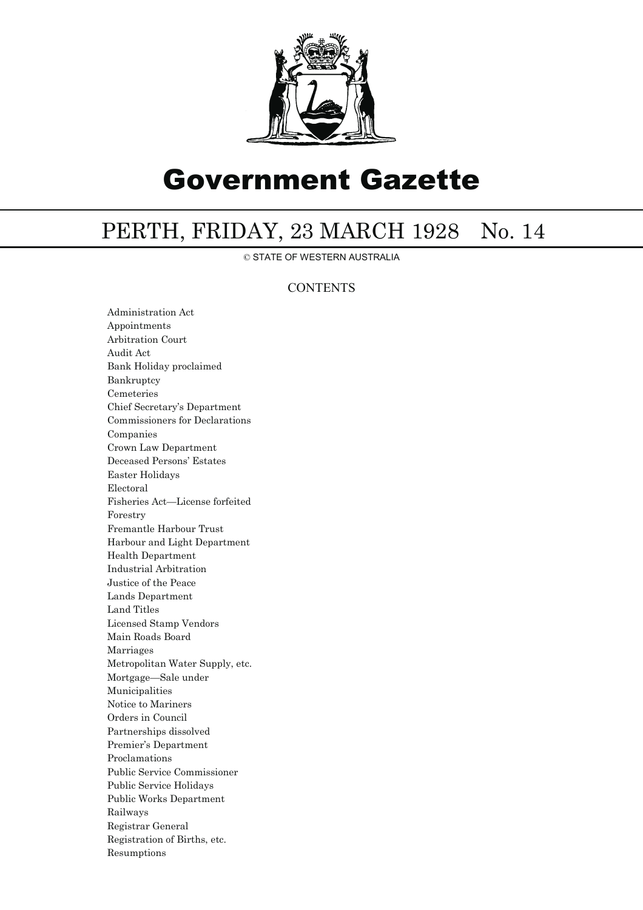# Government Gazette

## PERTH, FRIDAY, 23 MARCH 1928 No. 14

© STATE OF WESTERN AUSTRALIA

CONTENTS

Administration Act
Appointments
Arbitration Court
Audit Act
Bank Holiday proclaimed
Bankruptcy
Cemeteries
Chief Secretary's Department
Commissioners for Declarations
Companies
Crown Law Department
Deceased Persons' Estates
Easter Holidays
Electoral
Fisheries Act—License forfeited
Forestry
Fremantle Harbour Trust
Harbour and Light Department
Health Department
Industrial Arbitration
Justice of the Peace
Lands Department
Land Titles
Licensed Stamp Vendors
Main Roads Board
Marriages
Metropolitan Water Supply, etc.
Mortgage—Sale under
Municipalities
Notice to Mariners
Orders in Council
Partnerships dissolved
Premier's Department
Proclamations
Public Service Commissioner
Public Service Holidays
Public Works Department
Railways
Registrar General
Registration of Births, etc.
Resumptions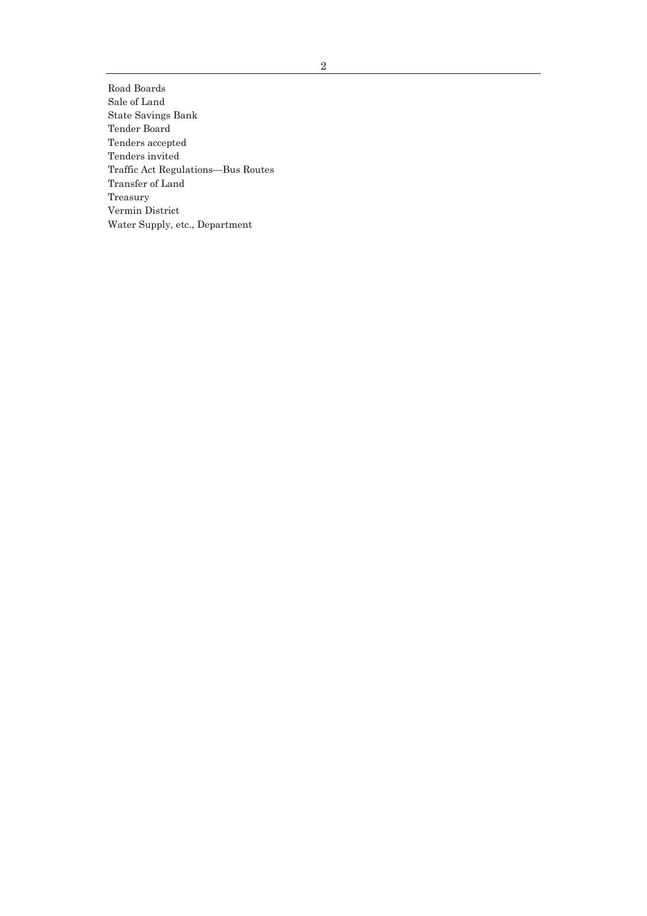Road Boards
Sale of Land
State Savings Bank
Tender Board
Tenders accepted
Tenders invited
Traffic Act Regulations—Bus Routes
Transfer of Land
Treasury
Vermin District
Water Supply, etc., Department